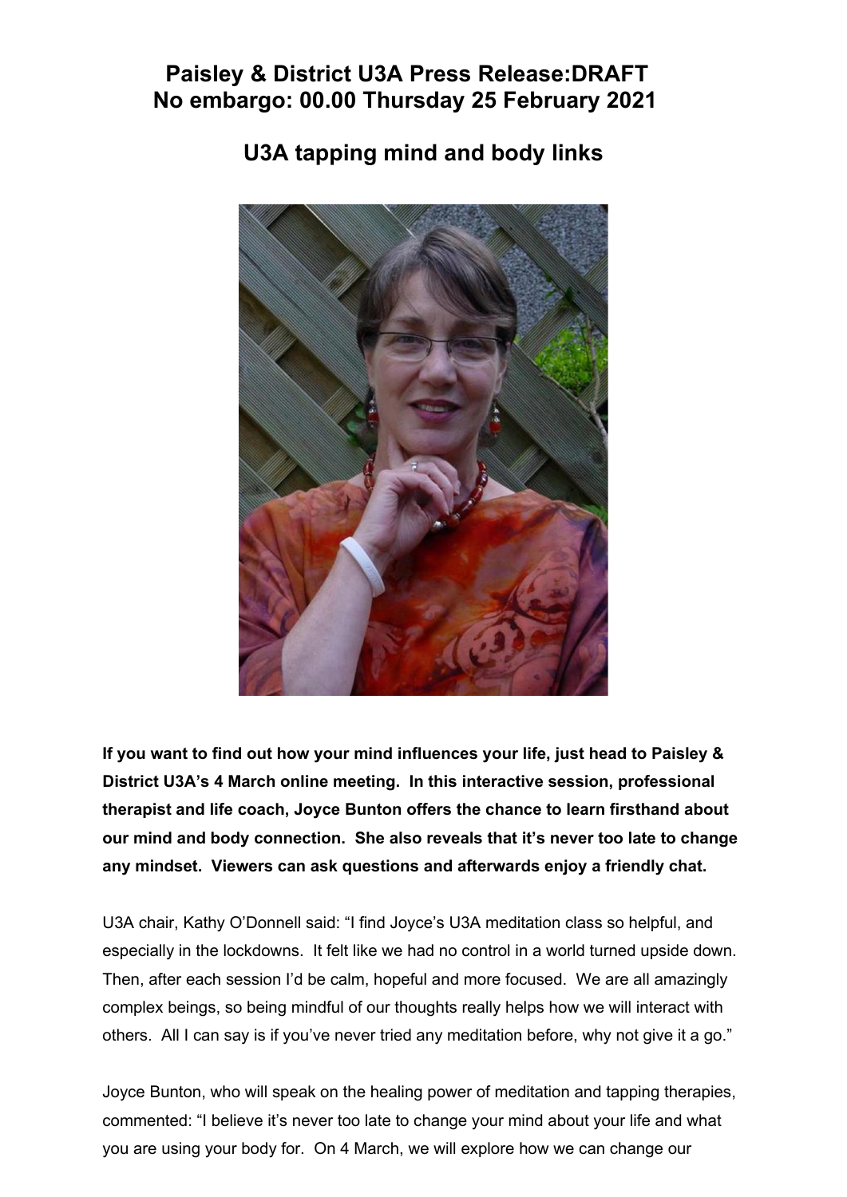# Paisley & District U3A Press Release:DRAFT
# No embargo: 00.00 Thursday 25 February 2021

## U3A tapping mind and body links

**If you want to find out how your mind influences your life, just head to Paisley & District U3A's 4 March online meeting. In this interactive session, professional therapist and life coach, Joyce Bunton offers the chance to learn firsthand about our mind and body connection. She also reveals that it's never too late to change any mindset. Viewers can ask questions and afterwards enjoy a friendly chat.**

U3A chair, Kathy O'Donnell said: "I find Joyce's U3A meditation class so helpful, and especially in the lockdowns. It felt like we had no control in a world turned upside down. Then, after each session I'd be calm, hopeful and more focused. We are all amazingly complex beings, so being mindful of our thoughts really helps how we will interact with others. All I can say is if you've never tried any meditation before, why not give it a go."

Joyce Bunton, who will speak on the healing power of meditation and tapping therapies, commented: "I believe it's never too late to change your mind about your life and what you are using your body for. On 4 March, we will explore how we can change our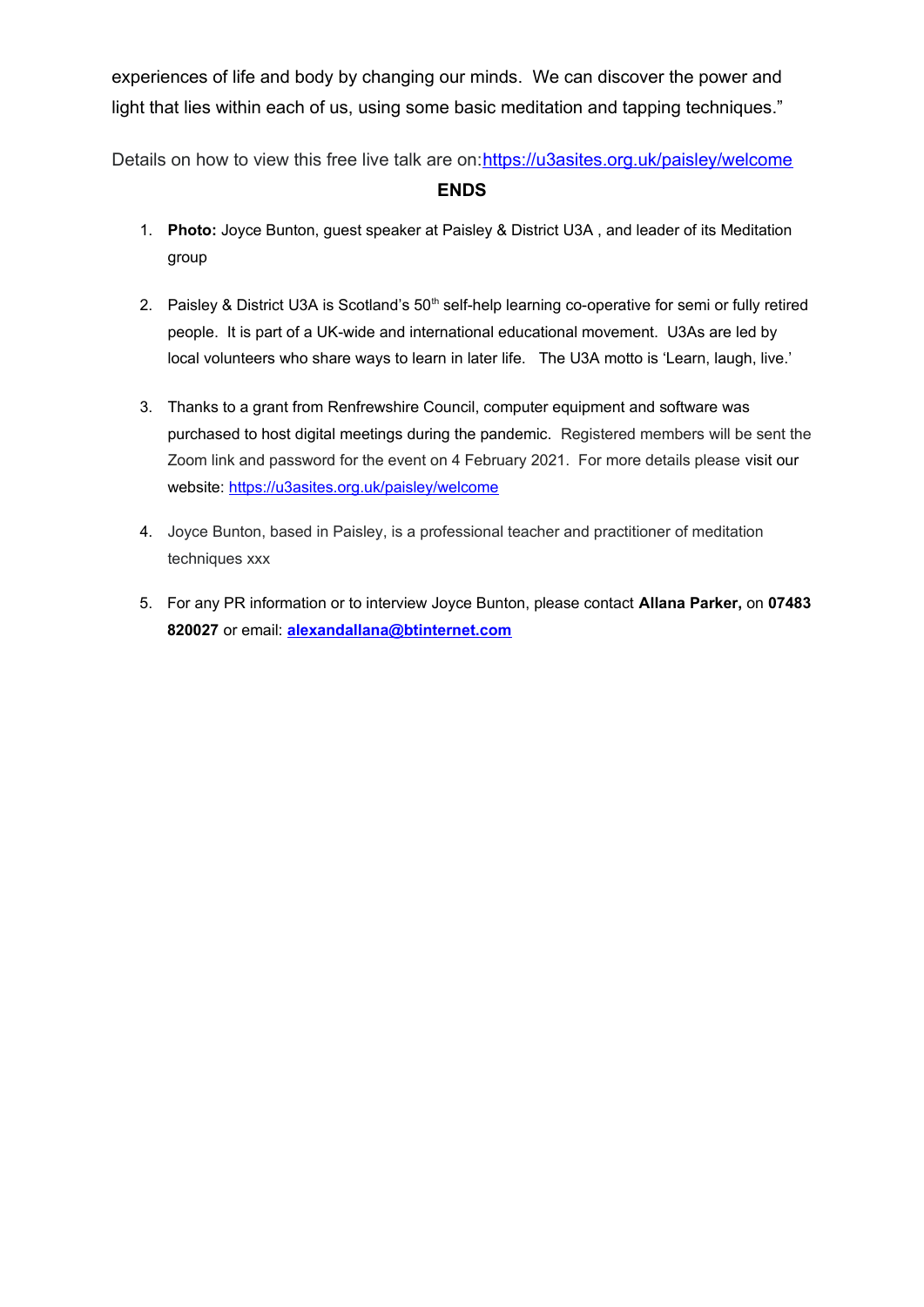experiences of life and body by changing our minds. We can discover the power and light that lies within each of us, using some basic meditation and tapping techniques."

Details on how to view this free live talk are on:https://u3asites.org.uk/paisley/welcome

**ENDS**

1. **Photo:** Joyce Bunton, guest speaker at Paisley & District U3A , and leader of its Meditation group

2. Paisley & District U3A is Scotland's 50th self-help learning co-operative for semi or fully retired people. It is part of a UK-wide and international educational movement. U3As are led by local volunteers who share ways to learn in later life. The U3A motto is 'Learn, laugh, live.'

3. Thanks to a grant from Renfrewshire Council, computer equipment and software was purchased to host digital meetings during the pandemic. Registered members will be sent the Zoom link and password for the event on 4 February 2021. For more details please visit our website: https://u3asites.org.uk/paisley/welcome

4. Joyce Bunton, based in Paisley, is a professional teacher and practitioner of meditation techniques xxx

5. For any PR information or to interview Joyce Bunton, please contact **Allana Parker,** on **07483 820027** or email: **alexandallana@btinternet.com**